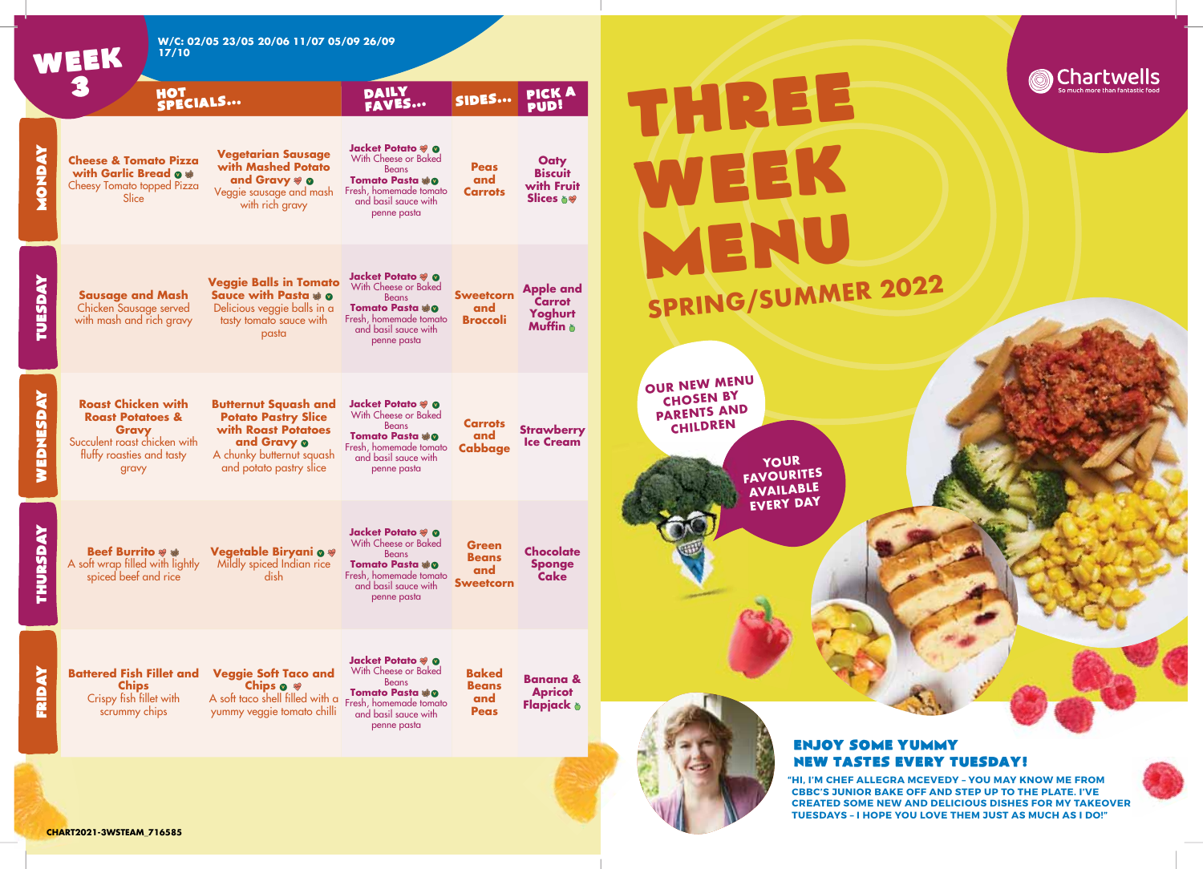# WEEK 3

W/C: 02/05 23/05 20/06 11/07 05/09 26/09 17/10

| | HOT SPECIALS... | | DAILY FAVES... | SIDES... | PICK A PUD! |
|---|---|---|---|---|---|
| **MONDAY** | **Cheese & Tomato Pizza with Garlic Bread** Cheesy Tomato topped Pizza Slice | **Vegetarian Sausage with Mashed Potato and Gravy** Veggie sausage and mash with rich gravy | **Jacket Potato** With Cheese or Baked Beans **Tomato Pasta** Fresh, homemade tomato and basil sauce with penne pasta | **Peas and Carrots** | **Oaty Biscuit with Fruit Slices** |
| **TUESDAY** | **Sausage and Mash** Chicken Sausage served with mash and rich gravy | **Veggie Balls in Tomato Sauce with Pasta** Delicious veggie balls in a tasty tomato sauce with pasta | **Jacket Potato** With Cheese or Baked Beans **Tomato Pasta** Fresh, homemade tomato and basil sauce with penne pasta | **Sweetcorn and Broccoli** | **Apple and Carrot Yoghurt Muffin** |
| **WEDNESDAY** | **Roast Chicken with Roast Potatoes & Gravy** Succulent roast chicken with fluffy roasties and tasty gravy | **Butternut Squash and Potato Pastry Slice with Roast Potatoes and Gravy** A chunky butternut squash and potato pastry slice | **Jacket Potato** With Cheese or Baked Beans **Tomato Pasta** Fresh, homemade tomato and basil sauce with penne pasta | **Carrots and Cabbage** | **Strawberry Ice Cream** |
| **THURSDAY** | **Beef Burrito** A soft wrap filled with lightly spiced beef and rice | **Vegetable Biryani** Mildly spiced Indian rice dish | **Jacket Potato** With Cheese or Baked Beans **Tomato Pasta** Fresh, homemade tomato and basil sauce with penne pasta | **Green Beans and Sweetcorn** | **Chocolate Sponge Cake** |
| **FRIDAY** | **Battered Fish Fillet and Chips** Crispy fish fillet with scrummy chips | **Veggie Soft Taco and Chips** A soft taco shell filled with a yummy veggie tomato chilli | **Jacket Potato** With Cheese or Baked Beans **Tomato Pasta** Fresh, homemade tomato and basil sauce with penne pasta | **Baked Beans and Peas** | **Banana & Apricot Flapjack** |

CHART2021-3WSTEAM_716585

Chartwells
So much more than fantastic food

# THREE WEEK MENU

## SPRING/SUMMER 2022

OUR NEW MENU CHOSEN BY PARENTS AND CHILDREN

YOUR FAVOURITES AVAILABLE EVERY DAY

### ENJOY SOME YUMMY NEW TASTES EVERY TUESDAY!

"HI, I'M CHEF ALLEGRA MCEVEDY – YOU MAY KNOW ME FROM CBBC'S JUNIOR BAKE OFF AND STEP UP TO THE PLATE. I'VE CREATED SOME NEW AND DELICIOUS DISHES FOR MY TAKEOVER TUESDAYS – I HOPE YOU LOVE THEM JUST AS MUCH AS I DO!"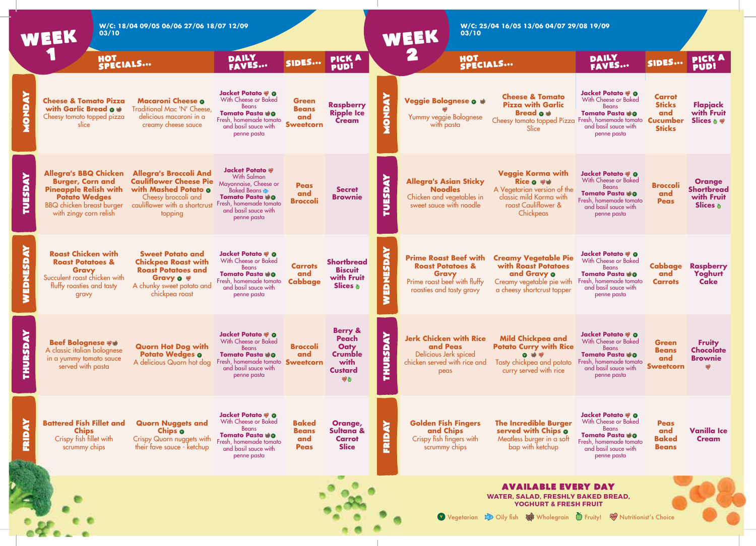# WEEK 1

W/C: 18/04 09/05 06/06 27/06 18/07 12/09 03/10

| | HOT SPECIALS... | | DAILY FAVES... | SIDES... | PICK A PUD! |
|---|---|---|---|---|---|
| **MONDAY** | **Cheese & Tomato Pizza with Garlic Bread** Cheesy tomato topped pizza slice | **Macaroni Cheese** Traditional Mac 'N' Cheese, delicious macaroni in a creamy cheese sauce | **Jacket Potato** With Cheese or Baked Beans **Tomato Pasta** Fresh, homemade tomato and basil sauce with penne pasta | **Green Beans and Sweetcorn** | **Raspberry Ripple Ice Cream** |
| **TUESDAY** | **Allegra's BBQ Chicken Burger, Corn and Pineapple Relish with Potato Wedges** BBQ chicken breast burger with zingy corn relish | **Allegra's Broccoli And Cauliflower Cheese Pie with Mashed Potato** Cheesy broccoli and cauliflower with a shortcrust topping | **Jacket Potato** With Salmon Mayonnaise, Cheese or Baked Beans **Tomato Pasta** Fresh, homemade tomato and basil sauce with penne pasta | **Peas and Broccoli** | **Secret Brownie** |
| **WEDNESDAY** | **Roast Chicken with Roast Potatoes & Gravy** Succulent roast chicken with fluffy roasties and tasty gravy | **Sweet Potato and Chickpea Roast with Roast Potatoes and Gravy** A chunky sweet potato and chickpea roast | **Jacket Potato** With Cheese or Baked Beans **Tomato Pasta** Fresh, homemade tomato and basil sauce with penne pasta | **Carrots and Cabbage** | **Shortbread Biscuit with Fruit Slices** |
| **THURSDAY** | **Beef Bolognese** A classic italian bolognese in a yummy tomato sauce served with pasta | **Quorn Hot Dog with Potato Wedges** A delicious Quorn hot dog | **Jacket Potato** With Cheese or Baked Beans **Tomato Pasta** Fresh, homemade tomato and basil sauce with penne pasta | **Broccoli and Sweetcorn** | **Berry & Peach Oaty Crumble with Custard** |
| **FRIDAY** | **Battered Fish Fillet and Chips** Crispy fish fillet with scrummy chips | **Quorn Nuggets and Chips** Crispy Quorn nuggets with their fave sauce - ketchup | **Jacket Potato** With Cheese or Baked Beans **Tomato Pasta** Fresh, homemade tomato and basil sauce with penne pasta | **Baked Beans and Peas** | **Orange, Sultana & Carrot Slice** |

# WEEK 2

W/C: 25/04 16/05 13/06 04/07 29/08 19/09 03/10

| | HOT SPECIALS... | | DAILY FAVES... | SIDES... | PICK A PUD! |
|---|---|---|---|---|---|
| **MONDAY** | **Veggie Bolognese** Yummy veggie Bolognese with pasta | **Cheese & Tomato Pizza with Garlic Bread** Cheesy tomato topped Pizza Slice | **Jacket Potato** With Cheese or Baked Beans **Tomato Pasta** Fresh, homemade tomato and basil sauce with penne pasta | **Carrot Sticks and Cucumber Sticks** | **Flapjack with Fruit Slices** |
| **TUESDAY** | **Allegra's Asian Sticky Noodles** Chicken and vegetables in sweet sauce with noodle | **Veggie Korma with Rice** A Vegetarian version of the classic mild Korma with roast Cauliflower & Chickpeas | **Jacket Potato** With Cheese or Baked Beans **Tomato Pasta** Fresh, homemade tomato and basil sauce with penne pasta | **Broccoli and Peas** | **Orange Shortbread with Fruit Slices** |
| **WEDNESDAY** | **Prime Roast Beef with Roast Potatoes & Gravy** Prime roast beef with fluffy roasties and tasty gravy | **Creamy Vegetable Pie with Roast Potatoes and Gravy** Creamy vegetable pie with a cheesy shortcrust topper | **Jacket Potato** With Cheese or Baked Beans **Tomato Pasta** Fresh, homemade tomato and basil sauce with penne pasta | **Cabbage and Carrots** | **Raspberry Yoghurt Cake** |
| **THURSDAY** | **Jerk Chicken with Rice and Peas** Delicious Jerk spiced chicken served with rice and peas | **Mild Chickpea and Potato Curry with Rice** Tasty chickpea and potato curry served with rice | **Jacket Potato** With Cheese or Baked Beans **Tomato Pasta** Fresh, homemade tomato and basil sauce with penne pasta | **Green Beans and Sweetcorn** | **Fruity Chocolate Brownie** |
| **FRIDAY** | **Golden Fish Fingers and Chips** Crispy fish fingers with scrummy chips | **The Incredible Burger served with Chips** Meatless burger in a soft bap with ketchup | **Jacket Potato** With Cheese or Baked Beans **Tomato Pasta** Fresh, homemade tomato and basil sauce with penne pasta | **Peas and Baked Beans** | **Vanilla Ice Cream** |

## AVAILABLE EVERY DAY

**WATER, SALAD, FRESHLY BAKED BREAD, YOGHURT & FRESH FRUIT**

V Vegetarian · Oily fish · Wholegrain · Fruity! · Nutritionist's Choice